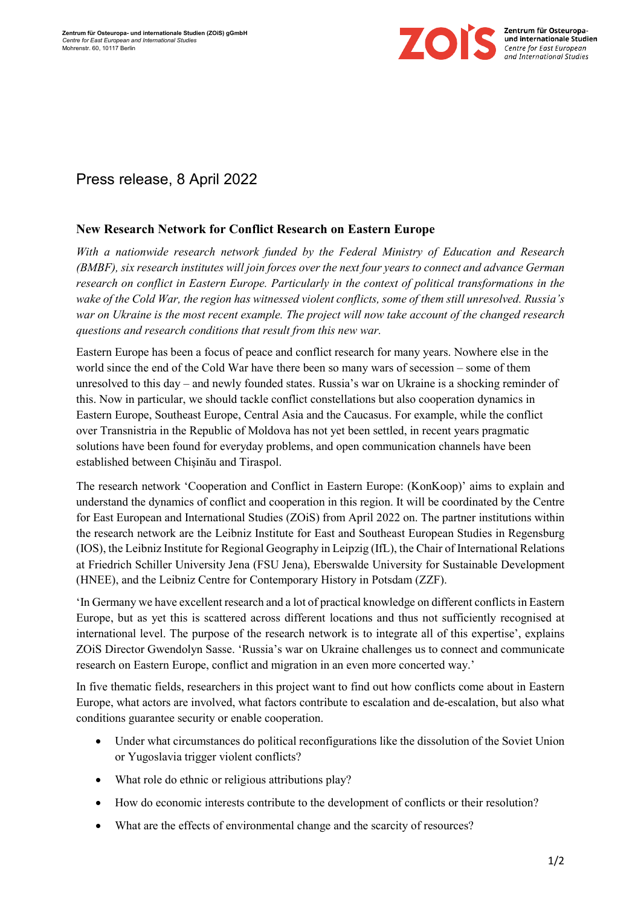Zentrum für Osteuropa- und internationale Studien (ZOiS) gGmbH
*Centre for East European and International Studies*
Mohrenstr. 60, 10117 Berlin

# Press release, 8 April 2022

## New Research Network for Conflict Research on Eastern Europe

*With a nationwide research network funded by the Federal Ministry of Education and Research (BMBF), six research institutes will join forces over the next four years to connect and advance German research on conflict in Eastern Europe. Particularly in the context of political transformations in the wake of the Cold War, the region has witnessed violent conflicts, some of them still unresolved. Russia's war on Ukraine is the most recent example. The project will now take account of the changed research questions and research conditions that result from this new war.*

Eastern Europe has been a focus of peace and conflict research for many years. Nowhere else in the world since the end of the Cold War have there been so many wars of secession – some of them unresolved to this day – and newly founded states. Russia's war on Ukraine is a shocking reminder of this. Now in particular, we should tackle conflict constellations but also cooperation dynamics in Eastern Europe, Southeast Europe, Central Asia and the Caucasus. For example, while the conflict over Transnistria in the Republic of Moldova has not yet been settled, in recent years pragmatic solutions have been found for everyday problems, and open communication channels have been established between Chişinău and Tiraspol.

The research network 'Cooperation and Conflict in Eastern Europe: (KonKoop)' aims to explain and understand the dynamics of conflict and cooperation in this region. It will be coordinated by the Centre for East European and International Studies (ZOiS) from April 2022 on. The partner institutions within the research network are the Leibniz Institute for East and Southeast European Studies in Regensburg (IOS), the Leibniz Institute for Regional Geography in Leipzig (IfL), the Chair of International Relations at Friedrich Schiller University Jena (FSU Jena), Eberswalde University for Sustainable Development (HNEE), and the Leibniz Centre for Contemporary History in Potsdam (ZZF).

'In Germany we have excellent research and a lot of practical knowledge on different conflicts in Eastern Europe, but as yet this is scattered across different locations and thus not sufficiently recognised at international level. The purpose of the research network is to integrate all of this expertise', explains ZOiS Director Gwendolyn Sasse. 'Russia's war on Ukraine challenges us to connect and communicate research on Eastern Europe, conflict and migration in an even more concerted way.'

In five thematic fields, researchers in this project want to find out how conflicts come about in Eastern Europe, what actors are involved, what factors contribute to escalation and de-escalation, but also what conditions guarantee security or enable cooperation.

- Under what circumstances do political reconfigurations like the dissolution of the Soviet Union or Yugoslavia trigger violent conflicts?
- What role do ethnic or religious attributions play?
- How do economic interests contribute to the development of conflicts or their resolution?
- What are the effects of environmental change and the scarcity of resources?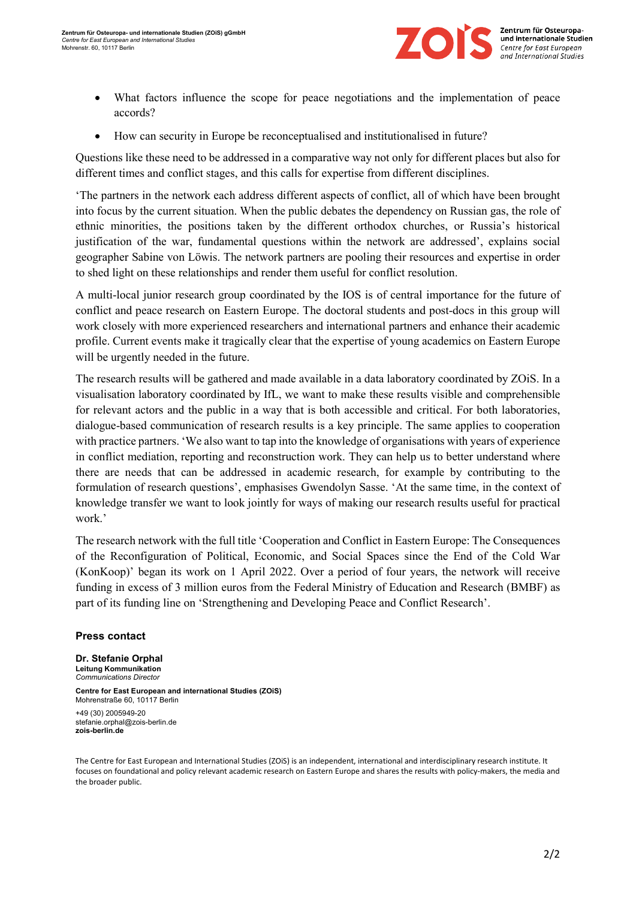- What factors influence the scope for peace negotiations and the implementation of peace accords?
- How can security in Europe be reconceptualised and institutionalised in future?

Questions like these need to be addressed in a comparative way not only for different places but also for different times and conflict stages, and this calls for expertise from different disciplines.

'The partners in the network each address different aspects of conflict, all of which have been brought into focus by the current situation. When the public debates the dependency on Russian gas, the role of ethnic minorities, the positions taken by the different orthodox churches, or Russia's historical justification of the war, fundamental questions within the network are addressed', explains social geographer Sabine von Löwis. The network partners are pooling their resources and expertise in order to shed light on these relationships and render them useful for conflict resolution.

A multi-local junior research group coordinated by the IOS is of central importance for the future of conflict and peace research on Eastern Europe. The doctoral students and post-docs in this group will work closely with more experienced researchers and international partners and enhance their academic profile. Current events make it tragically clear that the expertise of young academics on Eastern Europe will be urgently needed in the future.

The research results will be gathered and made available in a data laboratory coordinated by ZOiS. In a visualisation laboratory coordinated by IfL, we want to make these results visible and comprehensible for relevant actors and the public in a way that is both accessible and critical. For both laboratories, dialogue-based communication of research results is a key principle. The same applies to cooperation with practice partners. 'We also want to tap into the knowledge of organisations with years of experience in conflict mediation, reporting and reconstruction work. They can help us to better understand where there are needs that can be addressed in academic research, for example by contributing to the formulation of research questions', emphasises Gwendolyn Sasse. 'At the same time, in the context of knowledge transfer we want to look jointly for ways of making our research results useful for practical work.'

The research network with the full title 'Cooperation and Conflict in Eastern Europe: The Consequences of the Reconfiguration of Political, Economic, and Social Spaces since the End of the Cold War (KonKoop)' began its work on 1 April 2022. Over a period of four years, the network will receive funding in excess of 3 million euros from the Federal Ministry of Education and Research (BMBF) as part of its funding line on 'Strengthening and Developing Peace and Conflict Research'.

### Press contact

**Dr. Stefanie Orphal**
**Leitung Kommunikation**
*Communications Director*

**Centre for East European and international Studies (ZOiS)**
Mohrenstraße 60, 10117 Berlin

+49 (30) 2005949-20
stefanie.orphal@zois-berlin.de
**zois-berlin.de**

The Centre for East European and International Studies (ZOiS) is an independent, international and interdisciplinary research institute. It focuses on foundational and policy relevant academic research on Eastern Europe and shares the results with policy-makers, the media and the broader public.